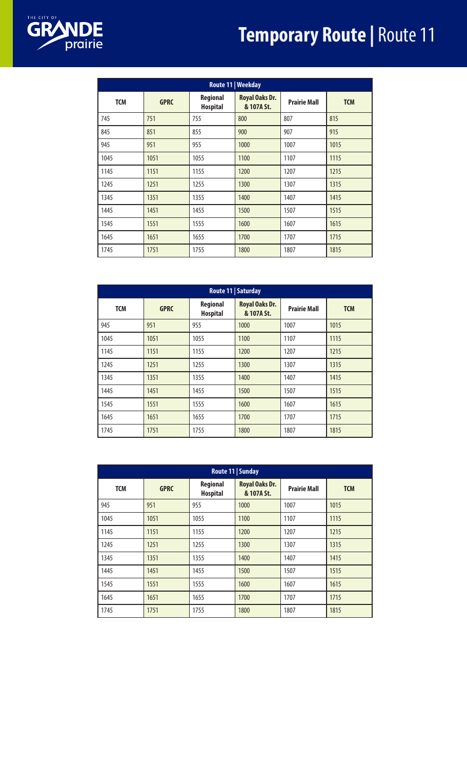# Temporary Route | Route 11

| Route 11 \| Weekday | | | | | |
|---|---|---|---|---|---|
| **TCM** | **GPRC** | **Regional Hospital** | **Royal Oaks Dr. & 107A St.** | **Prairie Mall** | **TCM** |
| 745 | 751 | 755 | 800 | 807 | 815 |
| 845 | 851 | 855 | 900 | 907 | 915 |
| 945 | 951 | 955 | 1000 | 1007 | 1015 |
| 1045 | 1051 | 1055 | 1100 | 1107 | 1115 |
| 1145 | 1151 | 1155 | 1200 | 1207 | 1215 |
| 1245 | 1251 | 1255 | 1300 | 1307 | 1315 |
| 1345 | 1351 | 1355 | 1400 | 1407 | 1415 |
| 1445 | 1451 | 1455 | 1500 | 1507 | 1515 |
| 1545 | 1551 | 1555 | 1600 | 1607 | 1615 |
| 1645 | 1651 | 1655 | 1700 | 1707 | 1715 |
| 1745 | 1751 | 1755 | 1800 | 1807 | 1815 |

| Route 11 \| Saturday | | | | | |
|---|---|---|---|---|---|
| **TCM** | **GPRC** | **Regional Hospital** | **Royal Oaks Dr. & 107A St.** | **Prairie Mall** | **TCM** |
| 945 | 951 | 955 | 1000 | 1007 | 1015 |
| 1045 | 1051 | 1055 | 1100 | 1107 | 1115 |
| 1145 | 1151 | 1155 | 1200 | 1207 | 1215 |
| 1245 | 1251 | 1255 | 1300 | 1307 | 1315 |
| 1345 | 1351 | 1355 | 1400 | 1407 | 1415 |
| 1445 | 1451 | 1455 | 1500 | 1507 | 1515 |
| 1545 | 1551 | 1555 | 1600 | 1607 | 1615 |
| 1645 | 1651 | 1655 | 1700 | 1707 | 1715 |
| 1745 | 1751 | 1755 | 1800 | 1807 | 1815 |

| Route 11 \| Sunday | | | | | |
|---|---|---|---|---|---|
| **TCM** | **GPRC** | **Regional Hospital** | **Royal Oaks Dr. & 107A St.** | **Prairie Mall** | **TCM** |
| 945 | 951 | 955 | 1000 | 1007 | 1015 |
| 1045 | 1051 | 1055 | 1100 | 1107 | 1115 |
| 1145 | 1151 | 1155 | 1200 | 1207 | 1215 |
| 1245 | 1251 | 1255 | 1300 | 1307 | 1315 |
| 1345 | 1351 | 1355 | 1400 | 1407 | 1415 |
| 1445 | 1451 | 1455 | 1500 | 1507 | 1515 |
| 1545 | 1551 | 1555 | 1600 | 1607 | 1615 |
| 1645 | 1651 | 1655 | 1700 | 1707 | 1715 |
| 1745 | 1751 | 1755 | 1800 | 1807 | 1815 |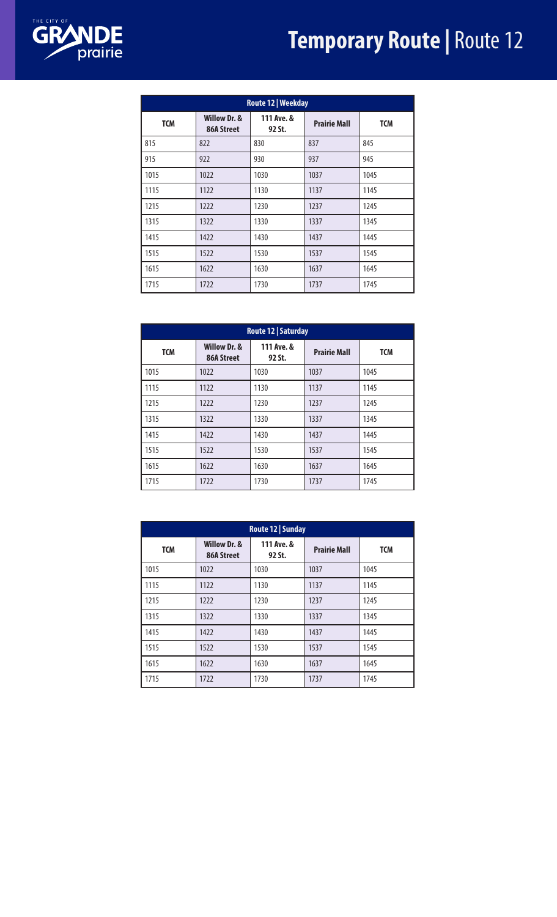# Temporary Route | Route 12

| Route 12 \| Weekday | | | | |
|---|---|---|---|---|
| TCM | Willow Dr. & 86A Street | 111 Ave. & 92 St. | Prairie Mall | TCM |
| 815 | 822 | 830 | 837 | 845 |
| 915 | 922 | 930 | 937 | 945 |
| 1015 | 1022 | 1030 | 1037 | 1045 |
| 1115 | 1122 | 1130 | 1137 | 1145 |
| 1215 | 1222 | 1230 | 1237 | 1245 |
| 1315 | 1322 | 1330 | 1337 | 1345 |
| 1415 | 1422 | 1430 | 1437 | 1445 |
| 1515 | 1522 | 1530 | 1537 | 1545 |
| 1615 | 1622 | 1630 | 1637 | 1645 |
| 1715 | 1722 | 1730 | 1737 | 1745 |

| Route 12 \| Saturday | | | | |
|---|---|---|---|---|
| TCM | Willow Dr. & 86A Street | 111 Ave. & 92 St. | Prairie Mall | TCM |
| 1015 | 1022 | 1030 | 1037 | 1045 |
| 1115 | 1122 | 1130 | 1137 | 1145 |
| 1215 | 1222 | 1230 | 1237 | 1245 |
| 1315 | 1322 | 1330 | 1337 | 1345 |
| 1415 | 1422 | 1430 | 1437 | 1445 |
| 1515 | 1522 | 1530 | 1537 | 1545 |
| 1615 | 1622 | 1630 | 1637 | 1645 |
| 1715 | 1722 | 1730 | 1737 | 1745 |

| Route 12 \| Sunday | | | | |
|---|---|---|---|---|
| TCM | Willow Dr. & 86A Street | 111 Ave. & 92 St. | Prairie Mall | TCM |
| 1015 | 1022 | 1030 | 1037 | 1045 |
| 1115 | 1122 | 1130 | 1137 | 1145 |
| 1215 | 1222 | 1230 | 1237 | 1245 |
| 1315 | 1322 | 1330 | 1337 | 1345 |
| 1415 | 1422 | 1430 | 1437 | 1445 |
| 1515 | 1522 | 1530 | 1537 | 1545 |
| 1615 | 1622 | 1630 | 1637 | 1645 |
| 1715 | 1722 | 1730 | 1737 | 1745 |